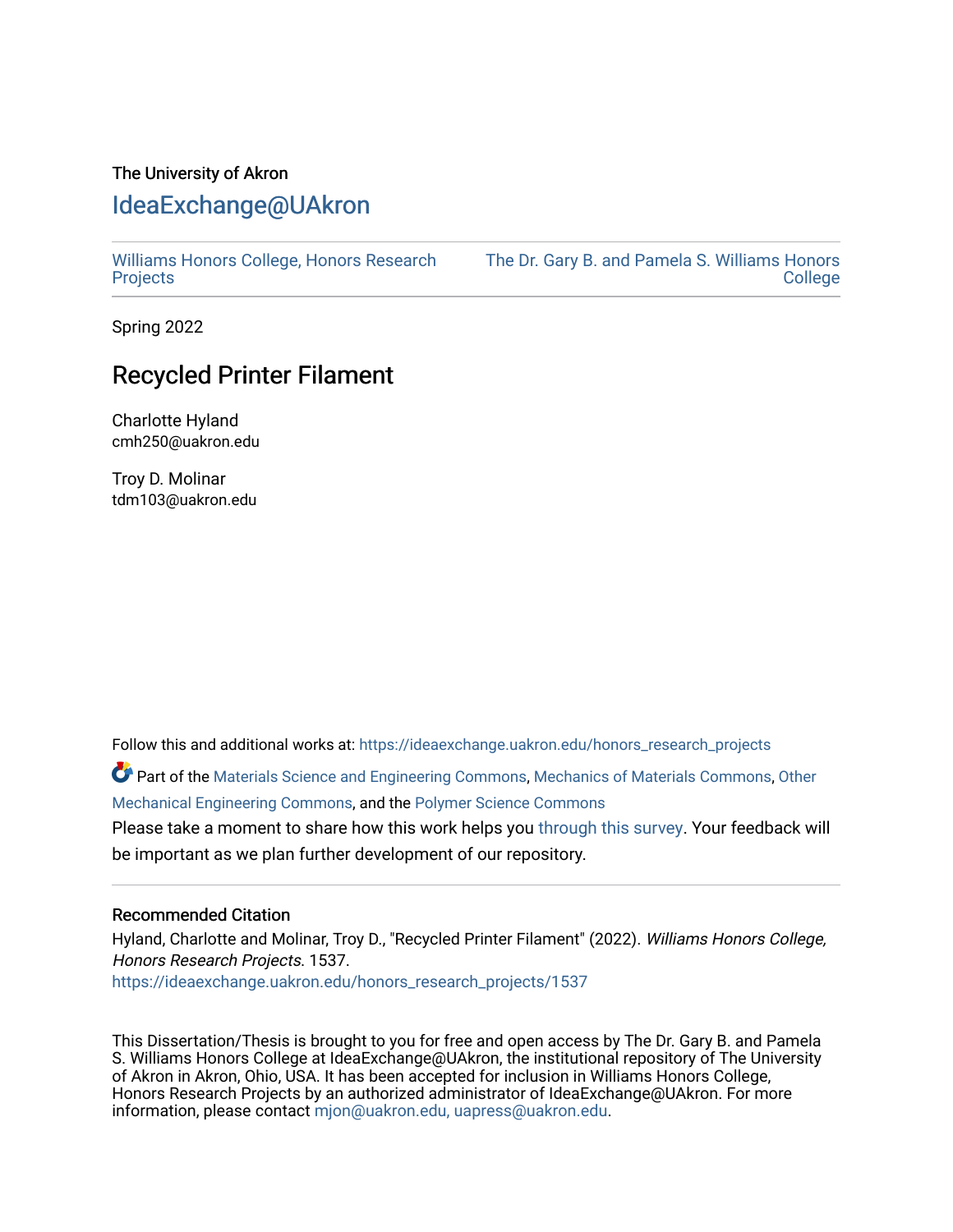The University of Akron

# IdeaExchange@UAkron

Williams Honors College, Honors Research Projects

The Dr. Gary B. and Pamela S. Williams Honors College

Spring 2022

## Recycled Printer Filament

Charlotte Hyland
cmh250@uakron.edu

Troy D. Molinar
tdm103@uakron.edu

Follow this and additional works at: https://ideaexchange.uakron.edu/honors_research_projects

Part of the Materials Science and Engineering Commons, Mechanics of Materials Commons, Other Mechanical Engineering Commons, and the Polymer Science Commons

Please take a moment to share how this work helps you through this survey. Your feedback will be important as we plan further development of our repository.

### Recommended Citation

Hyland, Charlotte and Molinar, Troy D., "Recycled Printer Filament" (2022). *Williams Honors College, Honors Research Projects*. 1537.
https://ideaexchange.uakron.edu/honors_research_projects/1537

This Dissertation/Thesis is brought to you for free and open access by The Dr. Gary B. and Pamela S. Williams Honors College at IdeaExchange@UAkron, the institutional repository of The University of Akron in Akron, Ohio, USA. It has been accepted for inclusion in Williams Honors College, Honors Research Projects by an authorized administrator of IdeaExchange@UAkron. For more information, please contact mjon@uakron.edu, uapress@uakron.edu.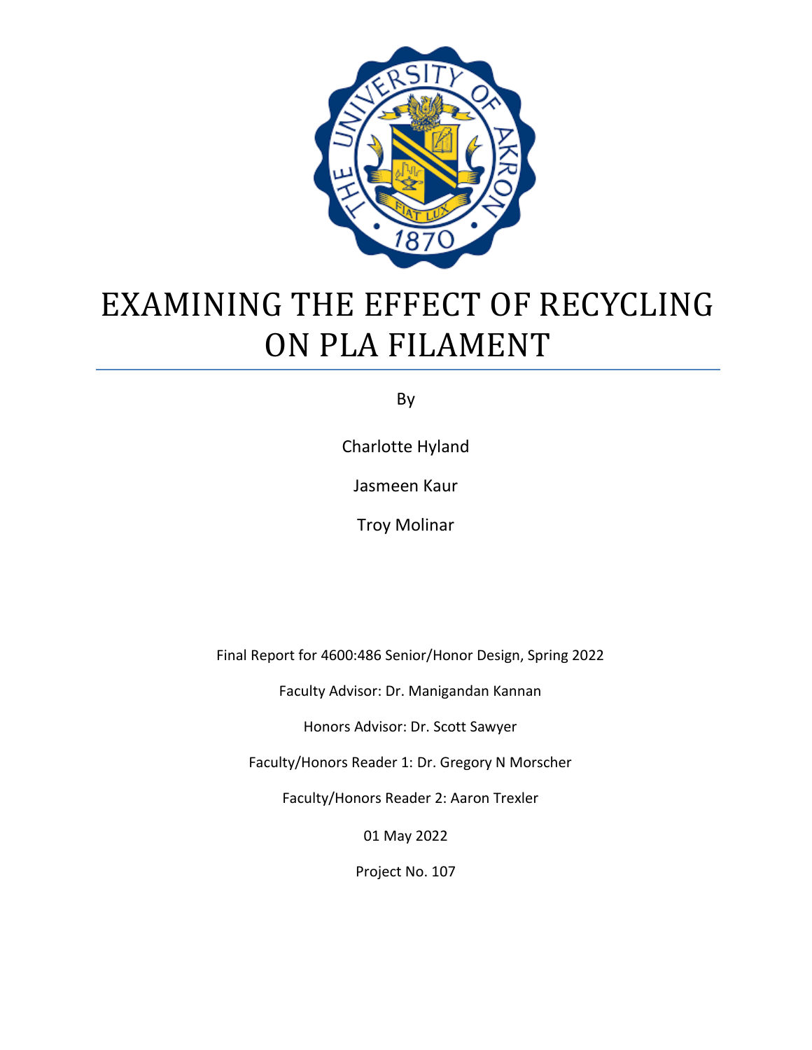# EXAMINING THE EFFECT OF RECYCLING ON PLA FILAMENT

By

Charlotte Hyland

Jasmeen Kaur

Troy Molinar

Final Report for 4600:486 Senior/Honor Design, Spring 2022

Faculty Advisor: Dr. Manigandan Kannan

Honors Advisor: Dr. Scott Sawyer

Faculty/Honors Reader 1: Dr. Gregory N Morscher

Faculty/Honors Reader 2: Aaron Trexler

01 May 2022

Project No. 107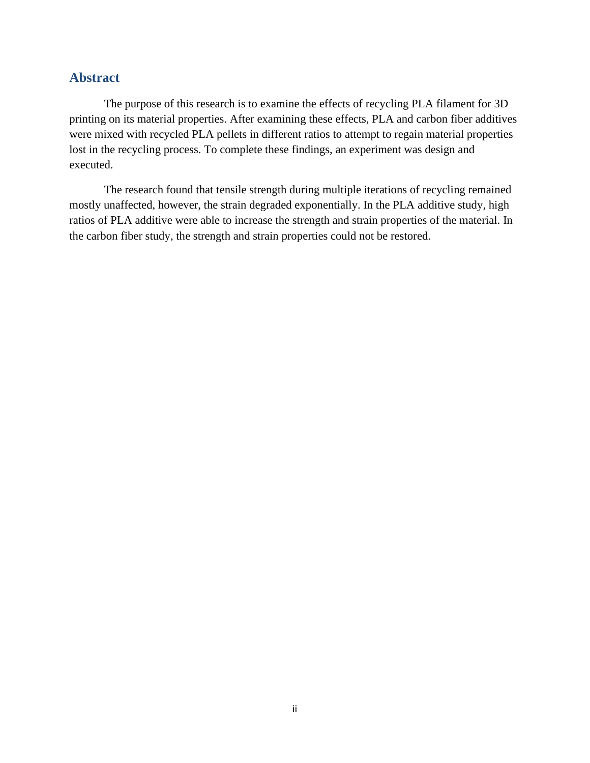## Abstract

The purpose of this research is to examine the effects of recycling PLA filament for 3D printing on its material properties. After examining these effects, PLA and carbon fiber additives were mixed with recycled PLA pellets in different ratios to attempt to regain material properties lost in the recycling process. To complete these findings, an experiment was design and executed.

The research found that tensile strength during multiple iterations of recycling remained mostly unaffected, however, the strain degraded exponentially. In the PLA additive study, high ratios of PLA additive were able to increase the strength and strain properties of the material. In the carbon fiber study, the strength and strain properties could not be restored.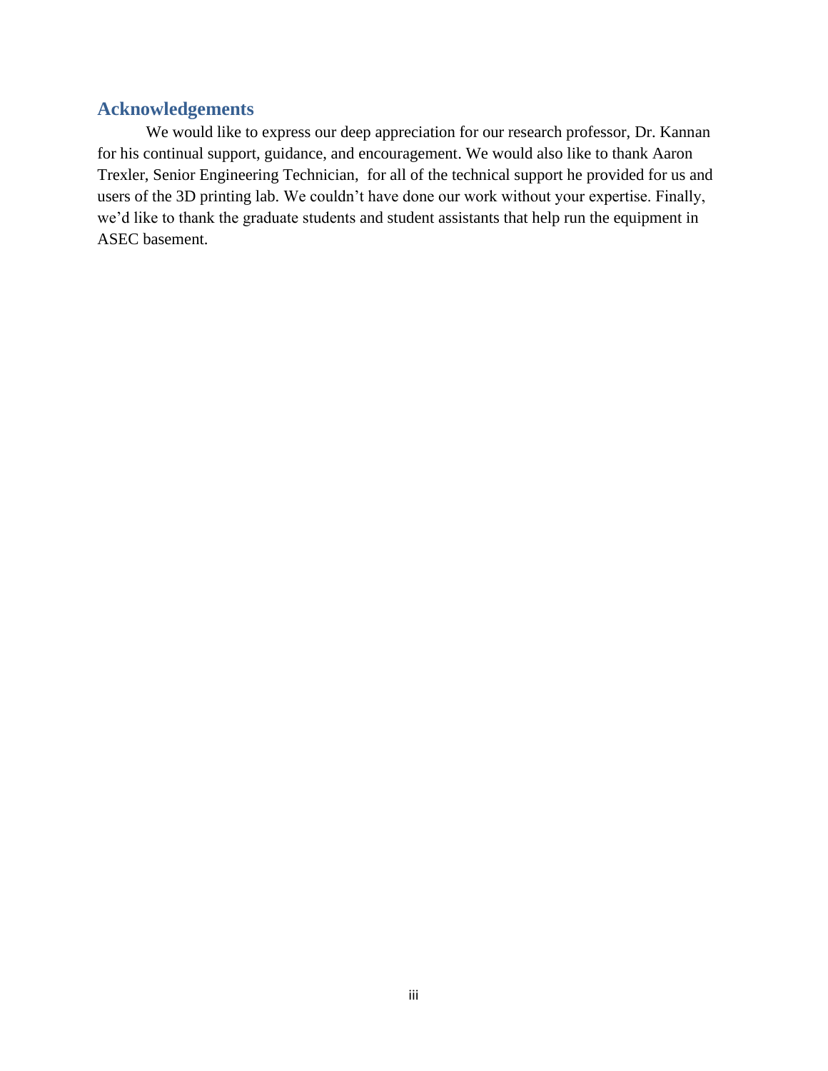## Acknowledgements

We would like to express our deep appreciation for our research professor, Dr. Kannan for his continual support, guidance, and encouragement. We would also like to thank Aaron Trexler, Senior Engineering Technician, for all of the technical support he provided for us and users of the 3D printing lab. We couldn't have done our work without your expertise. Finally, we'd like to thank the graduate students and student assistants that help run the equipment in ASEC basement.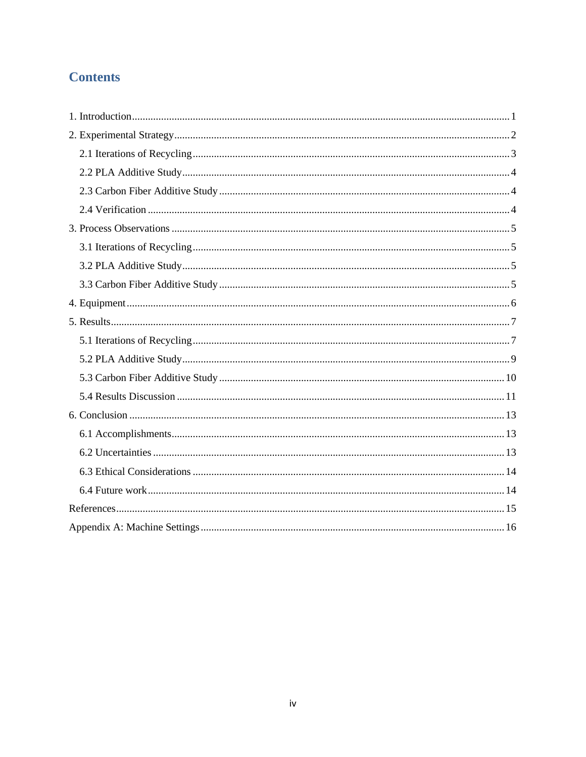# Contents

1. Introduction ... 1
2. Experimental Strategy ... 2
   - 2.1 Iterations of Recycling ... 3
   - 2.2 PLA Additive Study ... 4
   - 2.3 Carbon Fiber Additive Study ... 4
   - 2.4 Verification ... 4
3. Process Observations ... 5
   - 3.1 Iterations of Recycling ... 5
   - 3.2 PLA Additive Study ... 5
   - 3.3 Carbon Fiber Additive Study ... 5
4. Equipment ... 6
5. Results ... 7
   - 5.1 Iterations of Recycling ... 7
   - 5.2 PLA Additive Study ... 9
   - 5.3 Carbon Fiber Additive Study ... 10
   - 5.4 Results Discussion ... 11
6. Conclusion ... 13
   - 6.1 Accomplishments ... 13
   - 6.2 Uncertainties ... 13
   - 6.3 Ethical Considerations ... 14
   - 6.4 Future work ... 14

References ... 15

Appendix A: Machine Settings ... 16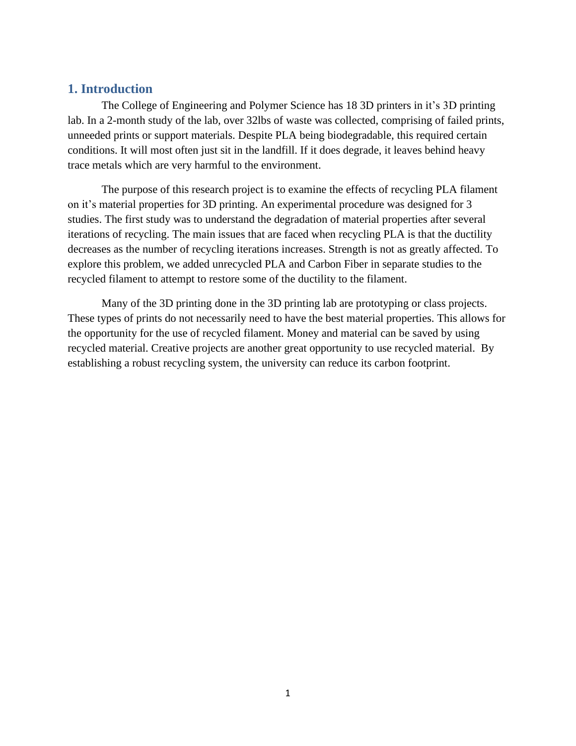## 1. Introduction

The College of Engineering and Polymer Science has 18 3D printers in it's 3D printing lab. In a 2-month study of the lab, over 32lbs of waste was collected, comprising of failed prints, unneeded prints or support materials. Despite PLA being biodegradable, this required certain conditions. It will most often just sit in the landfill. If it does degrade, it leaves behind heavy trace metals which are very harmful to the environment.

The purpose of this research project is to examine the effects of recycling PLA filament on it's material properties for 3D printing. An experimental procedure was designed for 3 studies. The first study was to understand the degradation of material properties after several iterations of recycling. The main issues that are faced when recycling PLA is that the ductility decreases as the number of recycling iterations increases. Strength is not as greatly affected. To explore this problem, we added unrecycled PLA and Carbon Fiber in separate studies to the recycled filament to attempt to restore some of the ductility to the filament.

Many of the 3D printing done in the 3D printing lab are prototyping or class projects. These types of prints do not necessarily need to have the best material properties. This allows for the opportunity for the use of recycled filament. Money and material can be saved by using recycled material. Creative projects are another great opportunity to use recycled material. By establishing a robust recycling system, the university can reduce its carbon footprint.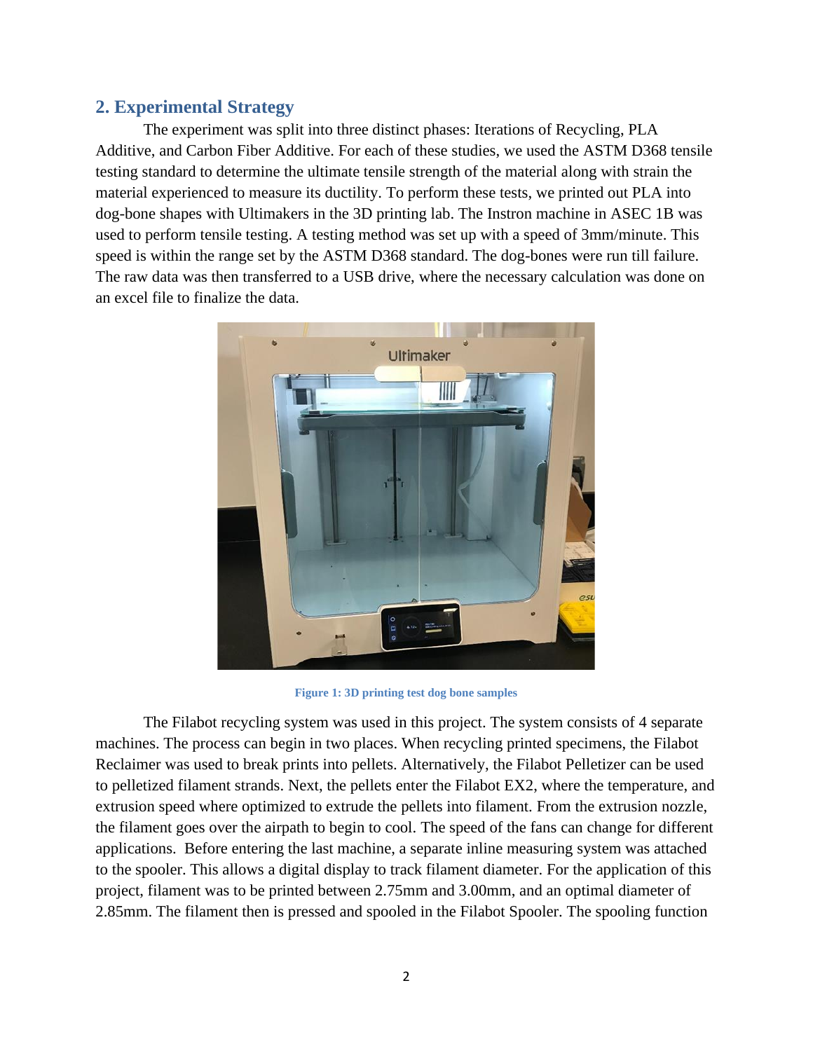## 2. Experimental Strategy

The experiment was split into three distinct phases: Iterations of Recycling, PLA Additive, and Carbon Fiber Additive. For each of these studies, we used the ASTM D368 tensile testing standard to determine the ultimate tensile strength of the material along with strain the material experienced to measure its ductility. To perform these tests, we printed out PLA into dog-bone shapes with Ultimakers in the 3D printing lab. The Instron machine in ASEC 1B was used to perform tensile testing. A testing method was set up with a speed of 3mm/minute. This speed is within the range set by the ASTM D368 standard. The dog-bones were run till failure. The raw data was then transferred to a USB drive, where the necessary calculation was done on an excel file to finalize the data.

Figure 1: 3D printing test dog bone samples

The Filabot recycling system was used in this project. The system consists of 4 separate machines. The process can begin in two places. When recycling printed specimens, the Filabot Reclaimer was used to break prints into pellets. Alternatively, the Filabot Pelletizer can be used to pelletized filament strands. Next, the pellets enter the Filabot EX2, where the temperature, and extrusion speed where optimized to extrude the pellets into filament. From the extrusion nozzle, the filament goes over the airpath to begin to cool. The speed of the fans can change for different applications. Before entering the last machine, a separate inline measuring system was attached to the spooler. This allows a digital display to track filament diameter. For the application of this project, filament was to be printed between 2.75mm and 3.00mm, and an optimal diameter of 2.85mm. The filament then is pressed and spooled in the Filabot Spooler. The spooling function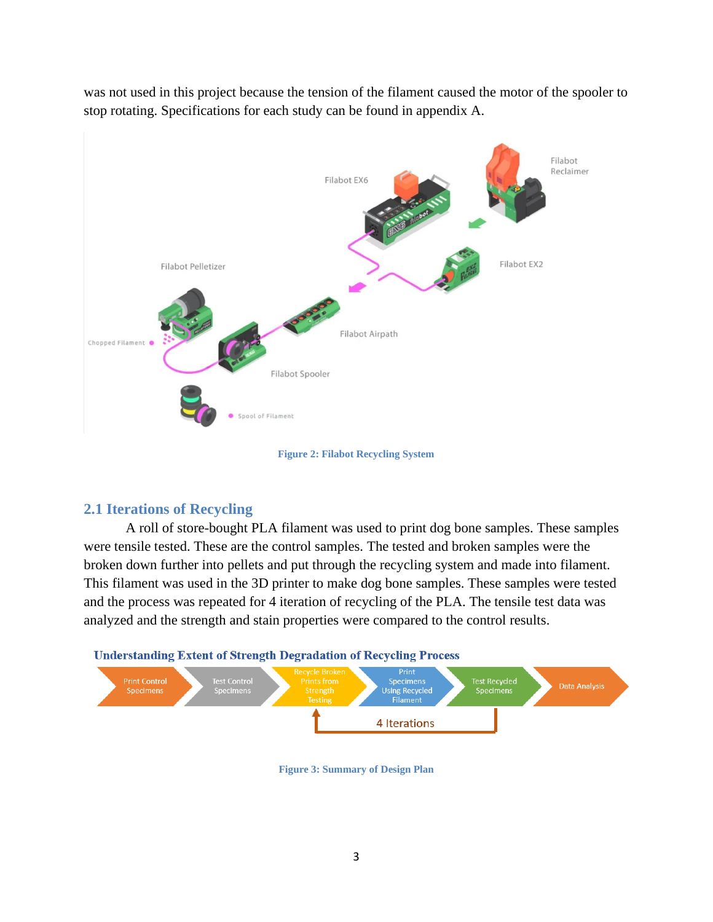was not used in this project because the tension of the filament caused the motor of the spooler to stop rotating. Specifications for each study can be found in appendix A.

Figure 2: Filabot Recycling System

## 2.1 Iterations of Recycling

A roll of store-bought PLA filament was used to print dog bone samples. These samples were tensile tested. These are the control samples. The tested and broken samples were the broken down further into pellets and put through the recycling system and made into filament. This filament was used in the 3D printer to make dog bone samples. These samples were tested and the process was repeated for 4 iteration of recycling of the PLA. The tensile test data was analyzed and the strength and stain properties were compared to the control results.

Figure 3: Summary of Design Plan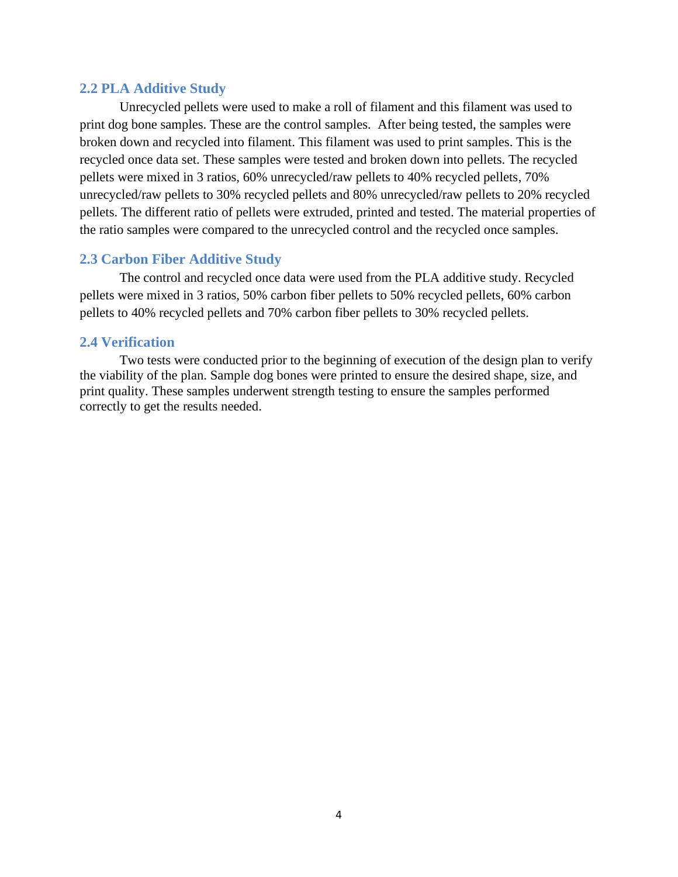### 2.2 PLA Additive Study

Unrecycled pellets were used to make a roll of filament and this filament was used to print dog bone samples. These are the control samples. After being tested, the samples were broken down and recycled into filament. This filament was used to print samples. This is the recycled once data set. These samples were tested and broken down into pellets. The recycled pellets were mixed in 3 ratios, 60% unrecycled/raw pellets to 40% recycled pellets, 70% unrecycled/raw pellets to 30% recycled pellets and 80% unrecycled/raw pellets to 20% recycled pellets. The different ratio of pellets were extruded, printed and tested. The material properties of the ratio samples were compared to the unrecycled control and the recycled once samples.

### 2.3 Carbon Fiber Additive Study

The control and recycled once data were used from the PLA additive study. Recycled pellets were mixed in 3 ratios, 50% carbon fiber pellets to 50% recycled pellets, 60% carbon pellets to 40% recycled pellets and 70% carbon fiber pellets to 30% recycled pellets.

### 2.4 Verification

Two tests were conducted prior to the beginning of execution of the design plan to verify the viability of the plan. Sample dog bones were printed to ensure the desired shape, size, and print quality. These samples underwent strength testing to ensure the samples performed correctly to get the results needed.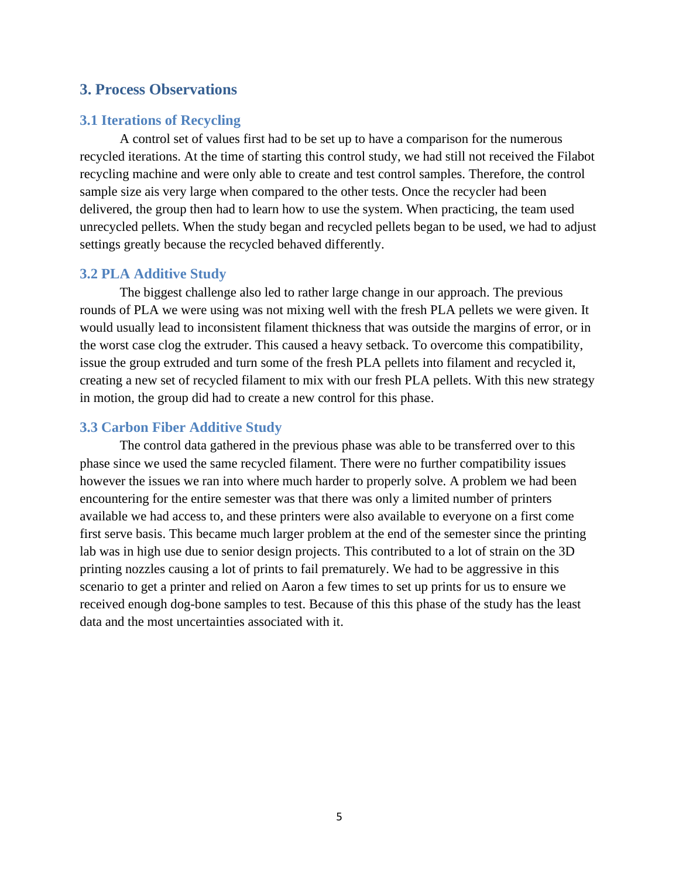## 3. Process Observations

### 3.1 Iterations of Recycling

A control set of values first had to be set up to have a comparison for the numerous recycled iterations. At the time of starting this control study, we had still not received the Filabot recycling machine and were only able to create and test control samples. Therefore, the control sample size ais very large when compared to the other tests. Once the recycler had been delivered, the group then had to learn how to use the system. When practicing, the team used unrecycled pellets. When the study began and recycled pellets began to be used, we had to adjust settings greatly because the recycled behaved differently.

### 3.2 PLA Additive Study

The biggest challenge also led to rather large change in our approach. The previous rounds of PLA we were using was not mixing well with the fresh PLA pellets we were given. It would usually lead to inconsistent filament thickness that was outside the margins of error, or in the worst case clog the extruder. This caused a heavy setback. To overcome this compatibility, issue the group extruded and turn some of the fresh PLA pellets into filament and recycled it, creating a new set of recycled filament to mix with our fresh PLA pellets. With this new strategy in motion, the group did had to create a new control for this phase.

### 3.3 Carbon Fiber Additive Study

The control data gathered in the previous phase was able to be transferred over to this phase since we used the same recycled filament. There were no further compatibility issues however the issues we ran into where much harder to properly solve. A problem we had been encountering for the entire semester was that there was only a limited number of printers available we had access to, and these printers were also available to everyone on a first come first serve basis. This became much larger problem at the end of the semester since the printing lab was in high use due to senior design projects. This contributed to a lot of strain on the 3D printing nozzles causing a lot of prints to fail prematurely. We had to be aggressive in this scenario to get a printer and relied on Aaron a few times to set up prints for us to ensure we received enough dog-bone samples to test. Because of this this phase of the study has the least data and the most uncertainties associated with it.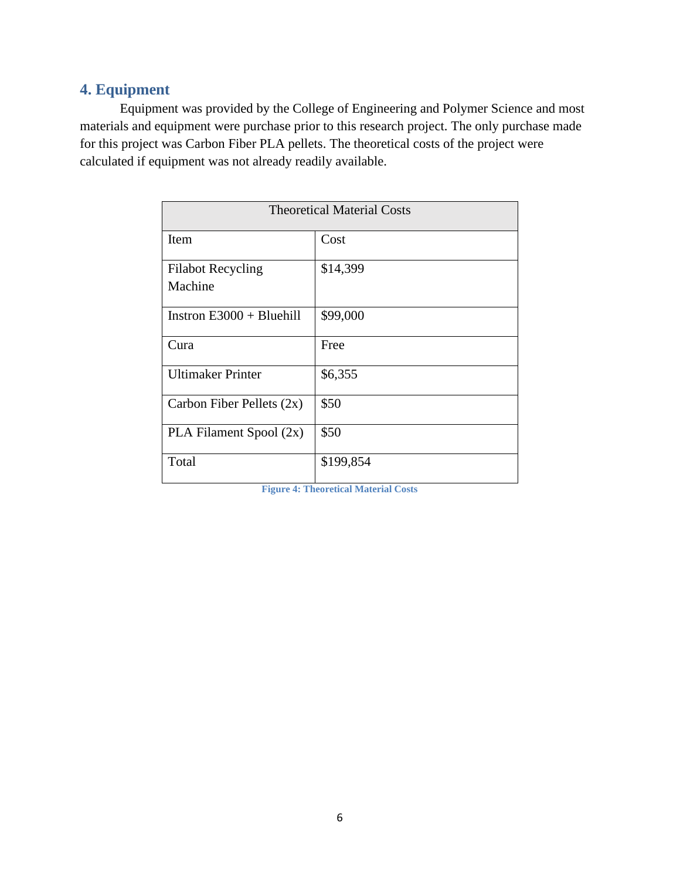## 4. Equipment

Equipment was provided by the College of Engineering and Polymer Science and most materials and equipment were purchase prior to this research project. The only purchase made for this project was Carbon Fiber PLA pellets. The theoretical costs of the project were calculated if equipment was not already readily available.

| Theoretical Material Costs | |
|---|---|
| Item | Cost |
| Filabot Recycling Machine | $14,399 |
| Instron E3000 + Bluehill | $99,000 |
| Cura | Free |
| Ultimaker Printer | $6,355 |
| Carbon Fiber Pellets (2x) | $50 |
| PLA Filament Spool (2x) | $50 |
| Total | $199,854 |

Figure 4: Theoretical Material Costs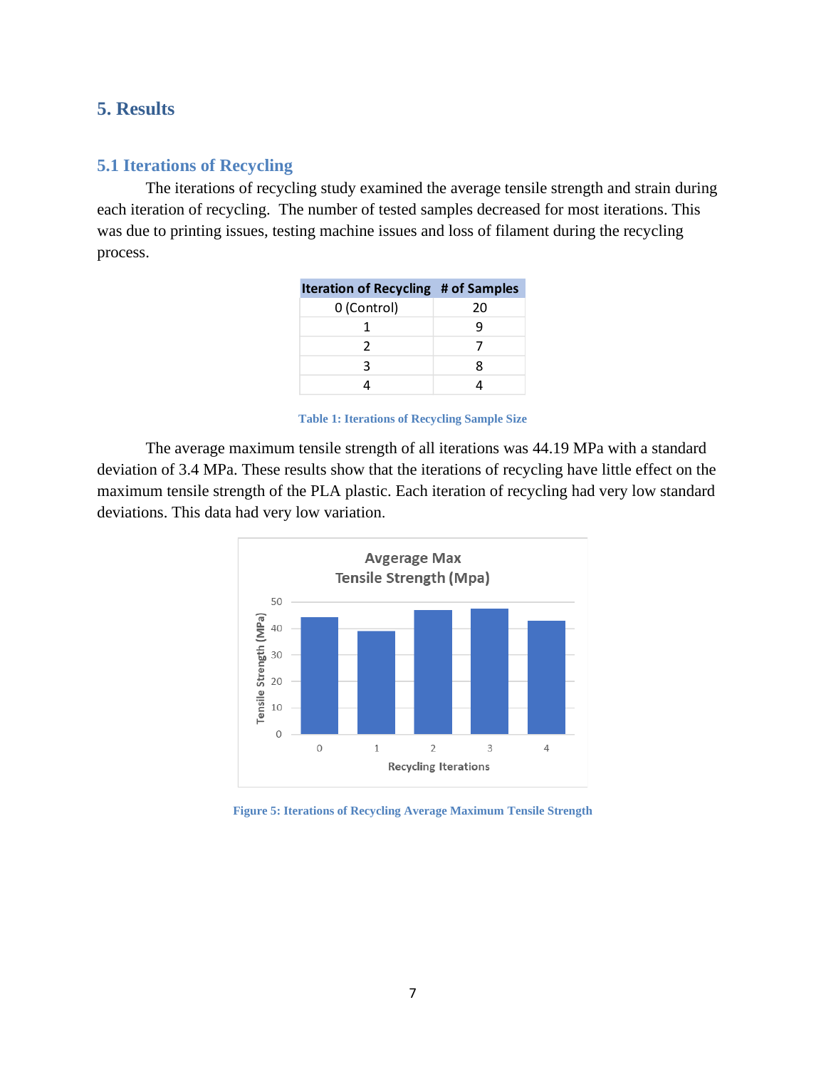# 5. Results

## 5.1 Iterations of Recycling

The iterations of recycling study examined the average tensile strength and strain during each iteration of recycling. The number of tested samples decreased for most iterations. This was due to printing issues, testing machine issues and loss of filament during the recycling process.

| Iteration of Recycling | # of Samples |
|---|---|
| 0 (Control) | 20 |
| 1 | 9 |
| 2 | 7 |
| 3 | 8 |
| 4 | 4 |

Table 1: Iterations of Recycling Sample Size

The average maximum tensile strength of all iterations was 44.19 MPa with a standard deviation of 3.4 MPa. These results show that the iterations of recycling have little effect on the maximum tensile strength of the PLA plastic. Each iteration of recycling had very low standard deviations. This data had very low variation.

Figure 5: Iterations of Recycling Average Maximum Tensile Strength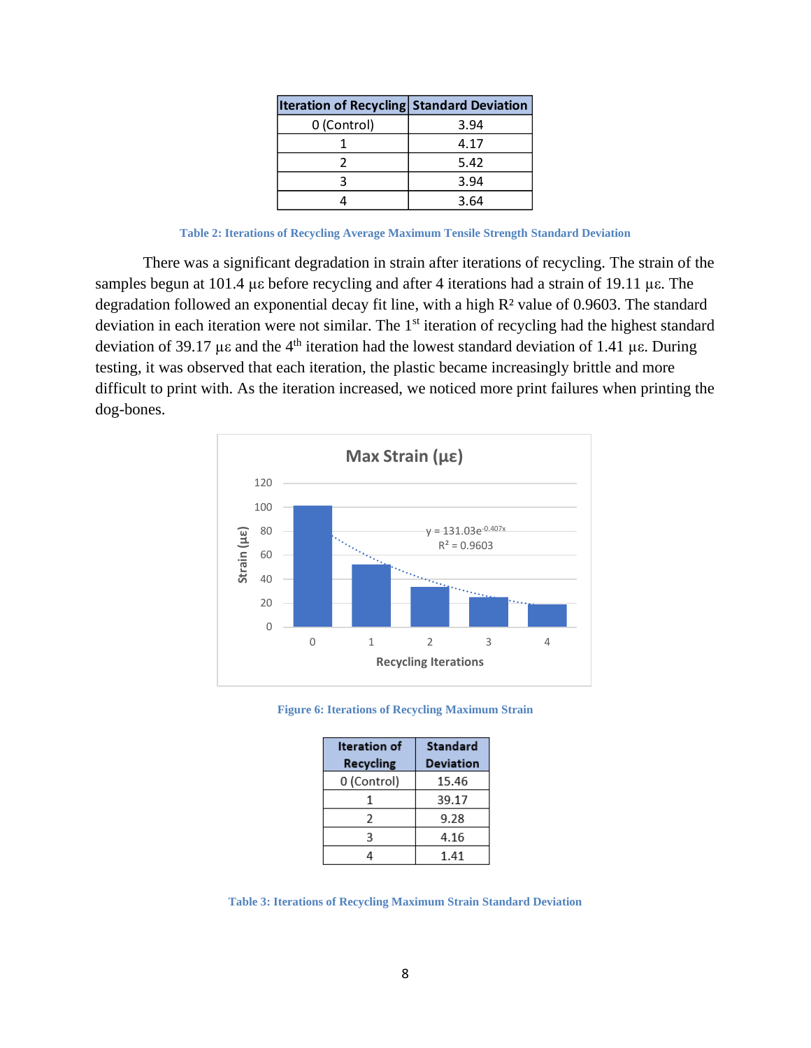| Iteration of Recycling | Standard Deviation |
|---|---|
| 0 (Control) | 3.94 |
| 1 | 4.17 |
| 2 | 5.42 |
| 3 | 3.94 |
| 4 | 3.64 |

Table 2: Iterations of Recycling Average Maximum Tensile Strength Standard Deviation

There was a significant degradation in strain after iterations of recycling. The strain of the samples begun at 101.4 $\mu\varepsilon$ before recycling and after 4 iterations had a strain of 19.11 $\mu\varepsilon$. The degradation followed an exponential decay fit line, with a high $R^2$ value of 0.9603. The standard deviation in each iteration were not similar. The 1st iteration of recycling had the highest standard deviation of 39.17 $\mu\varepsilon$ and the 4th iteration had the lowest standard deviation of 1.41 $\mu\varepsilon$. During testing, it was observed that each iteration, the plastic became increasingly brittle and more difficult to print with. As the iteration increased, we noticed more print failures when printing the dog-bones.

Figure 6: Iterations of Recycling Maximum Strain

| Iteration of Recycling | Standard Deviation |
|---|---|
| 0 (Control) | 15.46 |
| 1 | 39.17 |
| 2 | 9.28 |
| 3 | 4.16 |
| 4 | 1.41 |

Table 3: Iterations of Recycling Maximum Strain Standard Deviation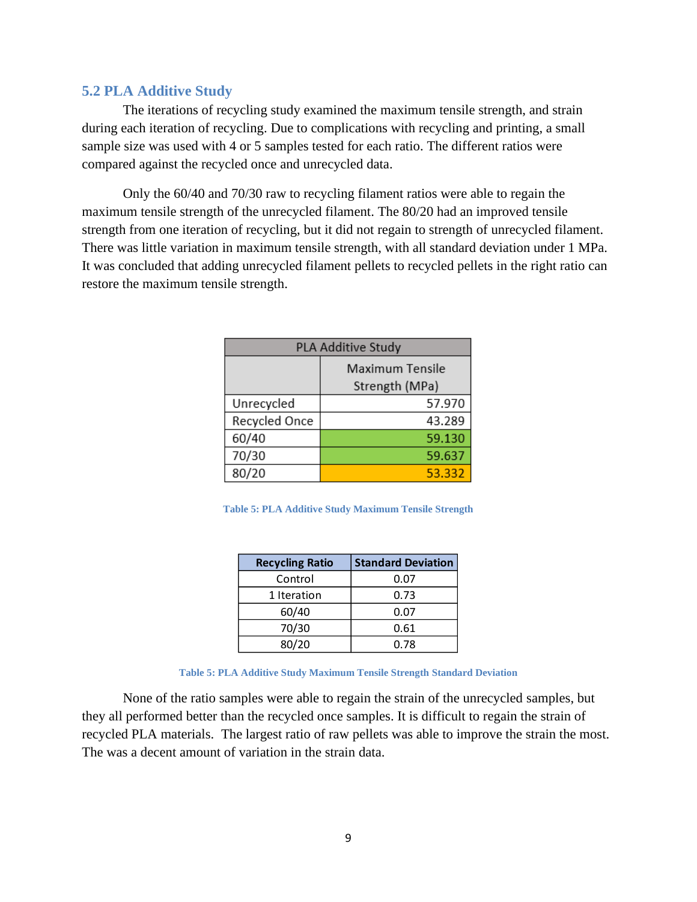## 5.2 PLA Additive Study

The iterations of recycling study examined the maximum tensile strength, and strain during each iteration of recycling. Due to complications with recycling and printing, a small sample size was used with 4 or 5 samples tested for each ratio. The different ratios were compared against the recycled once and unrecycled data.

Only the 60/40 and 70/30 raw to recycling filament ratios were able to regain the maximum tensile strength of the unrecycled filament. The 80/20 had an improved tensile strength from one iteration of recycling, but it did not regain to strength of unrecycled filament. There was little variation in maximum tensile strength, with all standard deviation under 1 MPa. It was concluded that adding unrecycled filament pellets to recycled pellets in the right ratio can restore the maximum tensile strength.

| PLA Additive Study | |
|---|---|
| | Maximum Tensile Strength (MPa) |
| Unrecycled | 57.970 |
| Recycled Once | 43.289 |
| 60/40 | 59.130 |
| 70/30 | 59.637 |
| 80/20 | 53.332 |

Table 5: PLA Additive Study Maximum Tensile Strength

| Recycling Ratio | Standard Deviation |
|---|---|
| Control | 0.07 |
| 1 Iteration | 0.73 |
| 60/40 | 0.07 |
| 70/30 | 0.61 |
| 80/20 | 0.78 |

Table 5: PLA Additive Study Maximum Tensile Strength Standard Deviation

None of the ratio samples were able to regain the strain of the unrecycled samples, but they all performed better than the recycled once samples. It is difficult to regain the strain of recycled PLA materials. The largest ratio of raw pellets was able to improve the strain the most. The was a decent amount of variation in the strain data.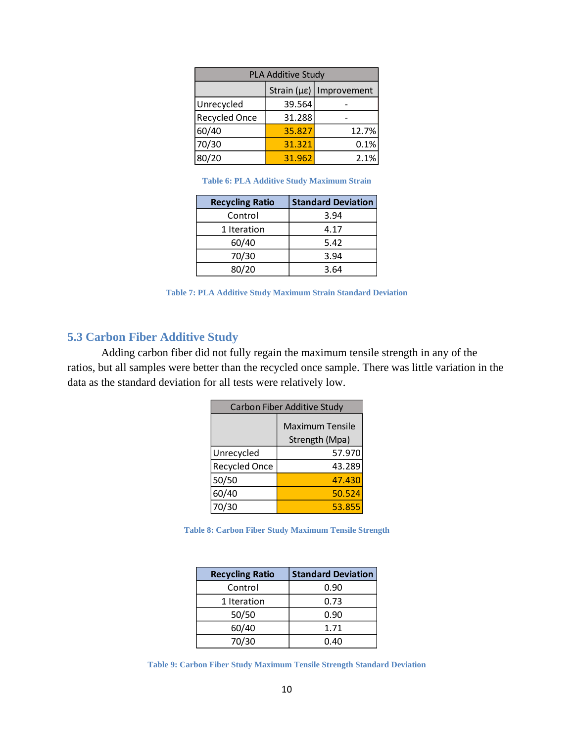| PLA Additive Study | | |
|---|---|---|
| | Strain (με) | Improvement |
| Unrecycled | 39.564 | - |
| Recycled Once | 31.288 | - |
| 60/40 | 35.827 | 12.7% |
| 70/30 | 31.321 | 0.1% |
| 80/20 | 31.962 | 2.1% |

Table 6: PLA Additive Study Maximum Strain

| Recycling Ratio | Standard Deviation |
|---|---|
| Control | 3.94 |
| 1 Iteration | 4.17 |
| 60/40 | 5.42 |
| 70/30 | 3.94 |
| 80/20 | 3.64 |

Table 7: PLA Additive Study Maximum Strain Standard Deviation

## 5.3 Carbon Fiber Additive Study

Adding carbon fiber did not fully regain the maximum tensile strength in any of the ratios, but all samples were better than the recycled once sample. There was little variation in the data as the standard deviation for all tests were relatively low.

| Carbon Fiber Additive Study | |
|---|---|
| | Maximum Tensile Strength (Mpa) |
| Unrecycled | 57.970 |
| Recycled Once | 43.289 |
| 50/50 | 47.430 |
| 60/40 | 50.524 |
| 70/30 | 53.855 |

Table 8: Carbon Fiber Study Maximum Tensile Strength

| Recycling Ratio | Standard Deviation |
|---|---|
| Control | 0.90 |
| 1 Iteration | 0.73 |
| 50/50 | 0.90 |
| 60/40 | 1.71 |
| 70/30 | 0.40 |

Table 9: Carbon Fiber Study Maximum Tensile Strength Standard Deviation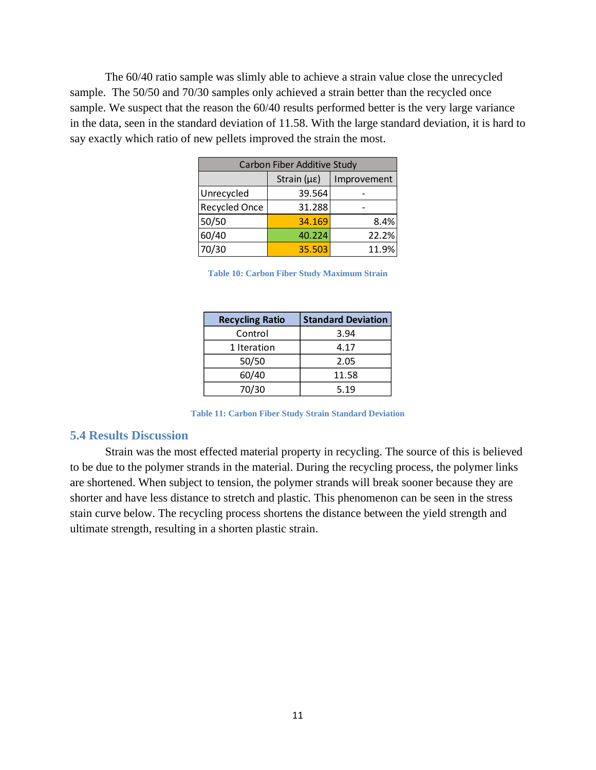The 60/40 ratio sample was slimly able to achieve a strain value close the unrecycled sample. The 50/50 and 70/30 samples only achieved a strain better than the recycled once sample. We suspect that the reason the 60/40 results performed better is the very large variance in the data, seen in the standard deviation of 11.58. With the large standard deviation, it is hard to say exactly which ratio of new pellets improved the strain the most.

| Carbon Fiber Additive Study | | |
|---|---|---|
| | Strain (με) | Improvement |
| Unrecycled | 39.564 | - |
| Recycled Once | 31.288 | - |
| 50/50 | 34.169 | 8.4% |
| 60/40 | 40.224 | 22.2% |
| 70/30 | 35.503 | 11.9% |

**Table 10: Carbon Fiber Study Maximum Strain**

| Recycling Ratio | Standard Deviation |
|---|---|
| Control | 3.94 |
| 1 Iteration | 4.17 |
| 50/50 | 2.05 |
| 60/40 | 11.58 |
| 70/30 | 5.19 |

**Table 11: Carbon Fiber Study Strain Standard Deviation**

## 5.4 Results Discussion

Strain was the most effected material property in recycling. The source of this is believed to be due to the polymer strands in the material. During the recycling process, the polymer links are shortened. When subject to tension, the polymer strands will break sooner because they are shorter and have less distance to stretch and plastic. This phenomenon can be seen in the stress stain curve below. The recycling process shortens the distance between the yield strength and ultimate strength, resulting in a shorten plastic strain.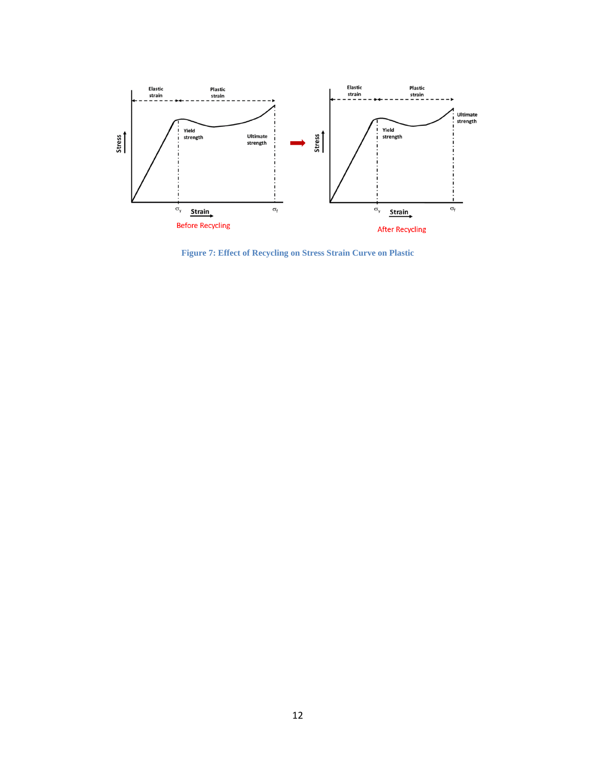Figure 7: Effect of Recycling on Stress Strain Curve on Plastic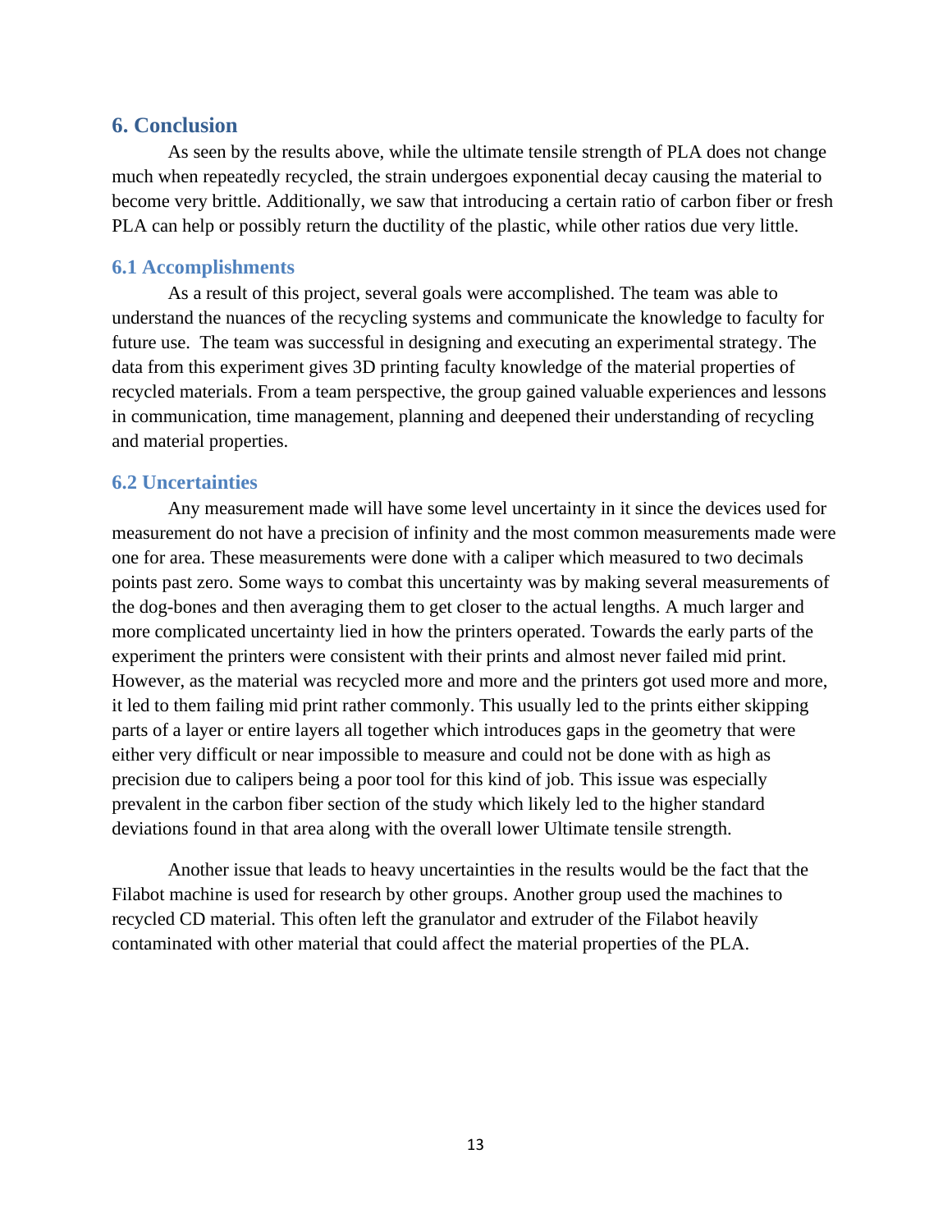## 6. Conclusion

As seen by the results above, while the ultimate tensile strength of PLA does not change much when repeatedly recycled, the strain undergoes exponential decay causing the material to become very brittle. Additionally, we saw that introducing a certain ratio of carbon fiber or fresh PLA can help or possibly return the ductility of the plastic, while other ratios due very little.

### 6.1 Accomplishments

As a result of this project, several goals were accomplished. The team was able to understand the nuances of the recycling systems and communicate the knowledge to faculty for future use. The team was successful in designing and executing an experimental strategy. The data from this experiment gives 3D printing faculty knowledge of the material properties of recycled materials. From a team perspective, the group gained valuable experiences and lessons in communication, time management, planning and deepened their understanding of recycling and material properties.

### 6.2 Uncertainties

Any measurement made will have some level uncertainty in it since the devices used for measurement do not have a precision of infinity and the most common measurements made were one for area. These measurements were done with a caliper which measured to two decimals points past zero. Some ways to combat this uncertainty was by making several measurements of the dog-bones and then averaging them to get closer to the actual lengths. A much larger and more complicated uncertainty lied in how the printers operated. Towards the early parts of the experiment the printers were consistent with their prints and almost never failed mid print. However, as the material was recycled more and more and the printers got used more and more, it led to them failing mid print rather commonly. This usually led to the prints either skipping parts of a layer or entire layers all together which introduces gaps in the geometry that were either very difficult or near impossible to measure and could not be done with as high as precision due to calipers being a poor tool for this kind of job. This issue was especially prevalent in the carbon fiber section of the study which likely led to the higher standard deviations found in that area along with the overall lower Ultimate tensile strength.

Another issue that leads to heavy uncertainties in the results would be the fact that the Filabot machine is used for research by other groups. Another group used the machines to recycled CD material. This often left the granulator and extruder of the Filabot heavily contaminated with other material that could affect the material properties of the PLA.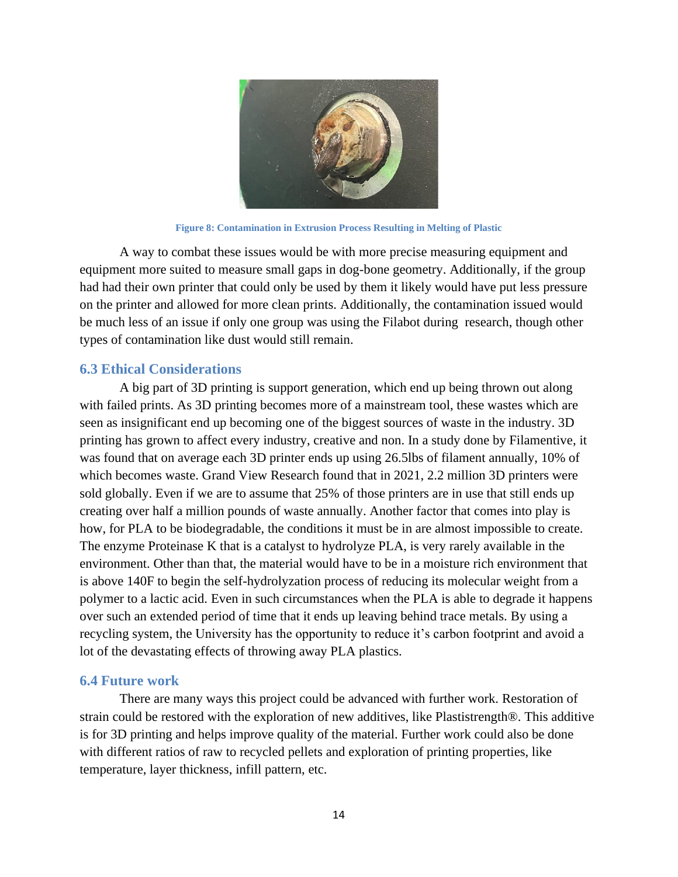Figure 8: Contamination in Extrusion Process Resulting in Melting of Plastic

A way to combat these issues would be with more precise measuring equipment and equipment more suited to measure small gaps in dog-bone geometry. Additionally, if the group had had their own printer that could only be used by them it likely would have put less pressure on the printer and allowed for more clean prints. Additionally, the contamination issued would be much less of an issue if only one group was using the Filabot during research, though other types of contamination like dust would still remain.

### 6.3 Ethical Considerations

A big part of 3D printing is support generation, which end up being thrown out along with failed prints. As 3D printing becomes more of a mainstream tool, these wastes which are seen as insignificant end up becoming one of the biggest sources of waste in the industry. 3D printing has grown to affect every industry, creative and non. In a study done by Filamentive, it was found that on average each 3D printer ends up using 26.5lbs of filament annually, 10% of which becomes waste. Grand View Research found that in 2021, 2.2 million 3D printers were sold globally. Even if we are to assume that 25% of those printers are in use that still ends up creating over half a million pounds of waste annually. Another factor that comes into play is how, for PLA to be biodegradable, the conditions it must be in are almost impossible to create. The enzyme Proteinase K that is a catalyst to hydrolyze PLA, is very rarely available in the environment. Other than that, the material would have to be in a moisture rich environment that is above 140F to begin the self-hydrolyzation process of reducing its molecular weight from a polymer to a lactic acid. Even in such circumstances when the PLA is able to degrade it happens over such an extended period of time that it ends up leaving behind trace metals. By using a recycling system, the University has the opportunity to reduce it's carbon footprint and avoid a lot of the devastating effects of throwing away PLA plastics.

### 6.4 Future work

There are many ways this project could be advanced with further work. Restoration of strain could be restored with the exploration of new additives, like Plastistrength®. This additive is for 3D printing and helps improve quality of the material. Further work could also be done with different ratios of raw to recycled pellets and exploration of printing properties, like temperature, layer thickness, infill pattern, etc.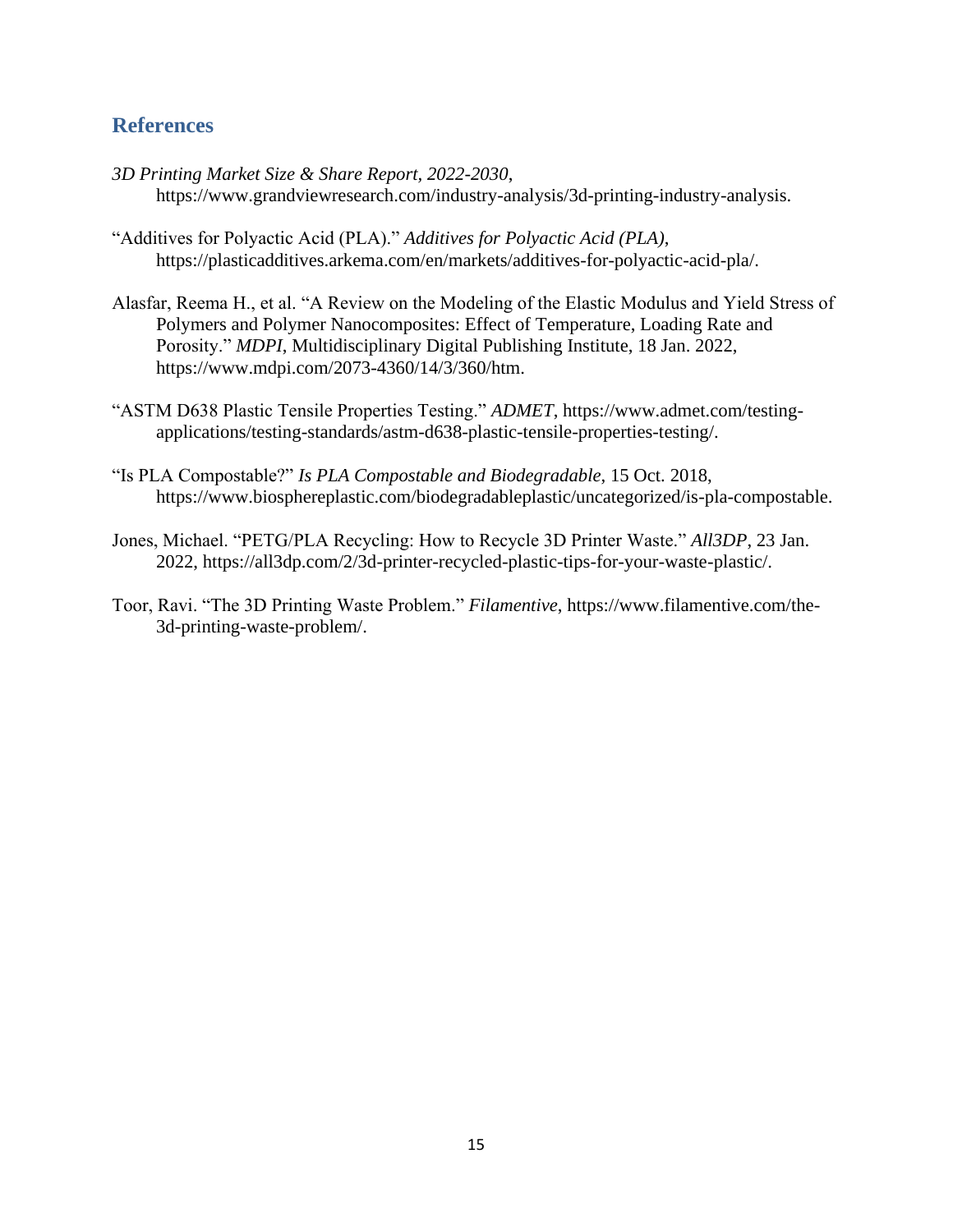## References

*3D Printing Market Size & Share Report, 2022-2030*, https://www.grandviewresearch.com/industry-analysis/3d-printing-industry-analysis.

"Additives for Polyactic Acid (PLA)." *Additives for Polyactic Acid (PLA)*, https://plasticadditives.arkema.com/en/markets/additives-for-polyactic-acid-pla/.

Alasfar, Reema H., et al. "A Review on the Modeling of the Elastic Modulus and Yield Stress of Polymers and Polymer Nanocomposites: Effect of Temperature, Loading Rate and Porosity." *MDPI*, Multidisciplinary Digital Publishing Institute, 18 Jan. 2022, https://www.mdpi.com/2073-4360/14/3/360/htm.

"ASTM D638 Plastic Tensile Properties Testing." *ADMET*, https://www.admet.com/testing-applications/testing-standards/astm-d638-plastic-tensile-properties-testing/.

"Is PLA Compostable?" *Is PLA Compostable and Biodegradable*, 15 Oct. 2018, https://www.biosphereplastic.com/biodegradableplastic/uncategorized/is-pla-compostable.

Jones, Michael. "PETG/PLA Recycling: How to Recycle 3D Printer Waste." *All3DP*, 23 Jan. 2022, https://all3dp.com/2/3d-printer-recycled-plastic-tips-for-your-waste-plastic/.

Toor, Ravi. "The 3D Printing Waste Problem." *Filamentive*, https://www.filamentive.com/the-3d-printing-waste-problem/.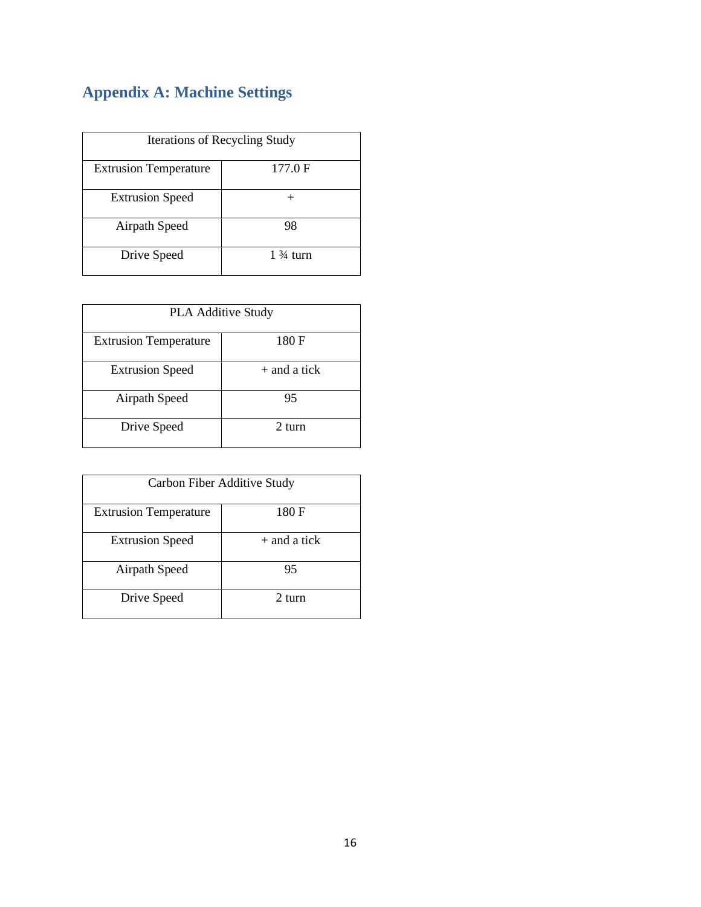## Appendix A: Machine Settings

| Iterations of Recycling Study | |
|---|---|
| Extrusion Temperature | 177.0 F |
| Extrusion Speed | + |
| Airpath Speed | 98 |
| Drive Speed | 1 ¾ turn |

| PLA Additive Study | |
|---|---|
| Extrusion Temperature | 180 F |
| Extrusion Speed | + and a tick |
| Airpath Speed | 95 |
| Drive Speed | 2 turn |

| Carbon Fiber Additive Study | |
|---|---|
| Extrusion Temperature | 180 F |
| Extrusion Speed | + and a tick |
| Airpath Speed | 95 |
| Drive Speed | 2 turn |